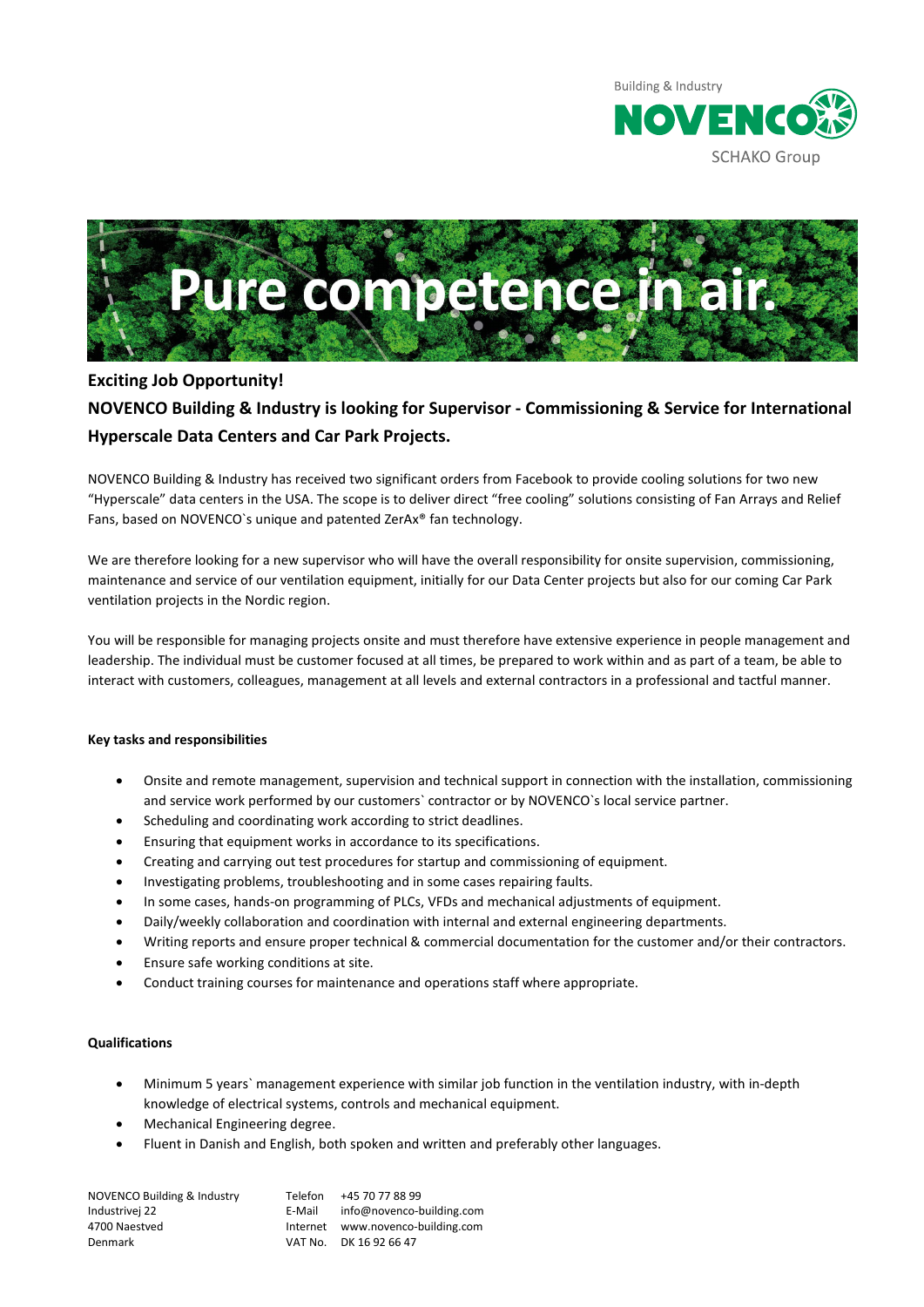Building & Industry

NOVENCO

SCHAKO Group

Pure competence in air.

**Exciting Job Opportunity!**

**NOVENCO Building & Industry is looking for Supervisor - Commissioning & Service for International Hyperscale Data Centers and Car Park Projects.**

NOVENCO Building & Industry has received two significant orders from Facebook to provide cooling solutions for two new "Hyperscale" data centers in the USA. The scope is to deliver direct "free cooling" solutions consisting of Fan Arrays and Relief Fans, based on NOVENCO`s unique and patented ZerAx® fan technology.

We are therefore looking for a new supervisor who will have the overall responsibility for onsite supervision, commissioning, maintenance and service of our ventilation equipment, initially for our Data Center projects but also for our coming Car Park ventilation projects in the Nordic region.

You will be responsible for managing projects onsite and must therefore have extensive experience in people management and leadership. The individual must be customer focused at all times, be prepared to work within and as part of a team, be able to interact with customers, colleagues, management at all levels and external contractors in a professional and tactful manner.

**Key tasks and responsibilities**

- Onsite and remote management, supervision and technical support in connection with the installation, commissioning and service work performed by our customers` contractor or by NOVENCO`s local service partner.
- Scheduling and coordinating work according to strict deadlines.
- Ensuring that equipment works in accordance to its specifications.
- Creating and carrying out test procedures for startup and commissioning of equipment.
- Investigating problems, troubleshooting and in some cases repairing faults.
- In some cases, hands-on programming of PLCs, VFDs and mechanical adjustments of equipment.
- Daily/weekly collaboration and coordination with internal and external engineering departments.
- Writing reports and ensure proper technical & commercial documentation for the customer and/or their contractors.
- Ensure safe working conditions at site.
- Conduct training courses for maintenance and operations staff where appropriate.

**Qualifications**

- Minimum 5 years` management experience with similar job function in the ventilation industry, with in-depth knowledge of electrical systems, controls and mechanical equipment.
- Mechanical Engineering degree.
- Fluent in Danish and English, both spoken and written and preferably other languages.

NOVENCO Building & Industry
Industrivej 22
4700 Naestved
Denmark

Telefon +45 70 77 88 99
E-Mail info@novenco-building.com
Internet www.novenco-building.com
VAT No. DK 16 92 66 47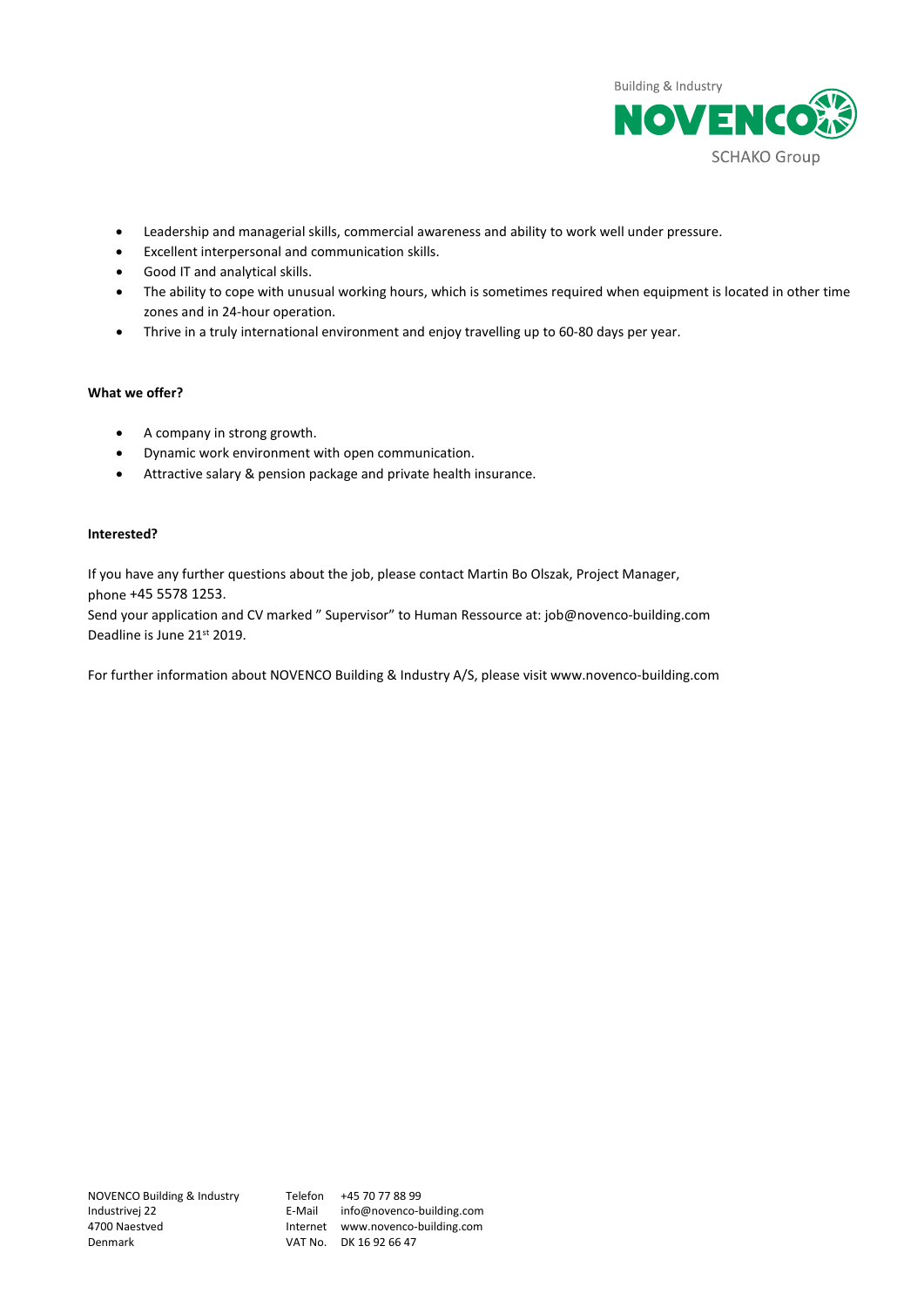- Leadership and managerial skills, commercial awareness and ability to work well under pressure.
- Excellent interpersonal and communication skills.
- Good IT and analytical skills.
- The ability to cope with unusual working hours, which is sometimes required when equipment is located in other time zones and in 24-hour operation.
- Thrive in a truly international environment and enjoy travelling up to 60-80 days per year.

**What we offer?**

- A company in strong growth.
- Dynamic work environment with open communication.
- Attractive salary & pension package and private health insurance.

**Interested?**

If you have any further questions about the job, please contact Martin Bo Olszak, Project Manager, phone +45 5578 1253.
Send your application and CV marked " Supervisor" to Human Ressource at: job@novenco-building.com
Deadline is June 21st 2019.

For further information about NOVENCO Building & Industry A/S, please visit www.novenco-building.com

NOVENCO Building & Industry
Industrivej 22
4700 Naestved
Denmark

Telefon +45 70 77 88 99
E-Mail info@novenco-building.com
Internet www.novenco-building.com
VAT No. DK 16 92 66 47